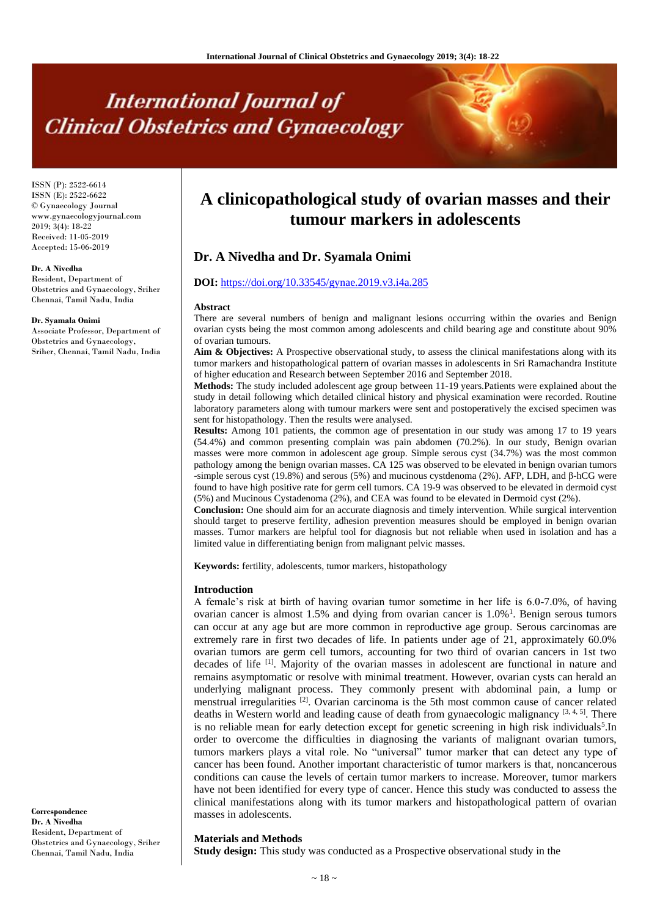ISSN (P): 2522-6614
ISSN (E): 2522-6622
© Gynaecology Journal
www.gynaecologyjournal.com
2019; 3(4): 18-22
Received: 11-05-2019
Accepted: 15-06-2019

**Dr. A Nivedha**
Resident, Department of Obstetrics and Gynaecology, Sriher Chennai, Tamil Nadu, India

**Dr. Syamala Onimi**
Associate Professor, Department of Obstetrics and Gynaecology, Sriher, Chennai, Tamil Nadu, India

**Correspondence**
**Dr. A Nivedha**
Resident, Department of Obstetrics and Gynaecology, Sriher Chennai, Tamil Nadu, India

# A clinicopathological study of ovarian masses and their tumour markers in adolescents

## Dr. A Nivedha and Dr. Syamala Onimi

**DOI:** https://doi.org/10.33545/gynae.2019.v3.i4a.285

### Abstract

There are several numbers of benign and malignant lesions occurring within the ovaries and Benign ovarian cysts being the most common among adolescents and child bearing age and constitute about 90% of ovarian tumours.

**Aim & Objectives:** A Prospective observational study, to assess the clinical manifestations along with its tumor markers and histopathological pattern of ovarian masses in adolescents in Sri Ramachandra Institute of higher education and Research between September 2016 and September 2018.

**Methods:** The study included adolescent age group between 11-19 years.Patients were explained about the study in detail following which detailed clinical history and physical examination were recorded. Routine laboratory parameters along with tumour markers were sent and postoperatively the excised specimen was sent for histopathology. Then the results were analysed.

**Results:** Among 101 patients, the common age of presentation in our study was among 17 to 19 years (54.4%) and common presenting complain was pain abdomen (70.2%). In our study, Benign ovarian masses were more common in adolescent age group. Simple serous cyst (34.7%) was the most common pathology among the benign ovarian masses. CA 125 was observed to be elevated in benign ovarian tumors -simple serous cyst (19.8%) and serous (5%) and mucinous cystdenoma (2%). AFP, LDH, and β-hCG were found to have high positive rate for germ cell tumors. CA 19-9 was observed to be elevated in dermoid cyst (5%) and Mucinous Cystadenoma (2%), and CEA was found to be elevated in Dermoid cyst (2%).

**Conclusion:** One should aim for an accurate diagnosis and timely intervention. While surgical intervention should target to preserve fertility, adhesion prevention measures should be employed in benign ovarian masses. Tumor markers are helpful tool for diagnosis but not reliable when used in isolation and has a limited value in differentiating benign from malignant pelvic masses.

**Keywords:** fertility, adolescents, tumor markers, histopathology

### Introduction

A female's risk at birth of having ovarian tumor sometime in her life is 6.0-7.0%, of having ovarian cancer is almost 1.5% and dying from ovarian cancer is 1.0%[1]. Benign serous tumors can occur at any age but are more common in reproductive age group. Serous carcinomas are extremely rare in first two decades of life. In patients under age of 21, approximately 60.0% ovarian tumors are germ cell tumors, accounting for two third of ovarian cancers in 1st two decades of life [1]. Majority of the ovarian masses in adolescent are functional in nature and remains asymptomatic or resolve with minimal treatment. However, ovarian cysts can herald an underlying malignant process. They commonly present with abdominal pain, a lump or menstrual irregularities [2]. Ovarian carcinoma is the 5th most common cause of cancer related deaths in Western world and leading cause of death from gynaecologic malignancy [3, 4, 5]. There is no reliable mean for early detection except for genetic screening in high risk individuals[5].In order to overcome the difficulties in diagnosing the variants of malignant ovarian tumors, tumors markers plays a vital role. No "universal" tumor marker that can detect any type of cancer has been found. Another important characteristic of tumor markers is that, noncancerous conditions can cause the levels of certain tumor markers to increase. Moreover, tumor markers have not been identified for every type of cancer. Hence this study was conducted to assess the clinical manifestations along with its tumor markers and histopathological pattern of ovarian masses in adolescents.

### Materials and Methods

**Study design:** This study was conducted as a Prospective observational study in the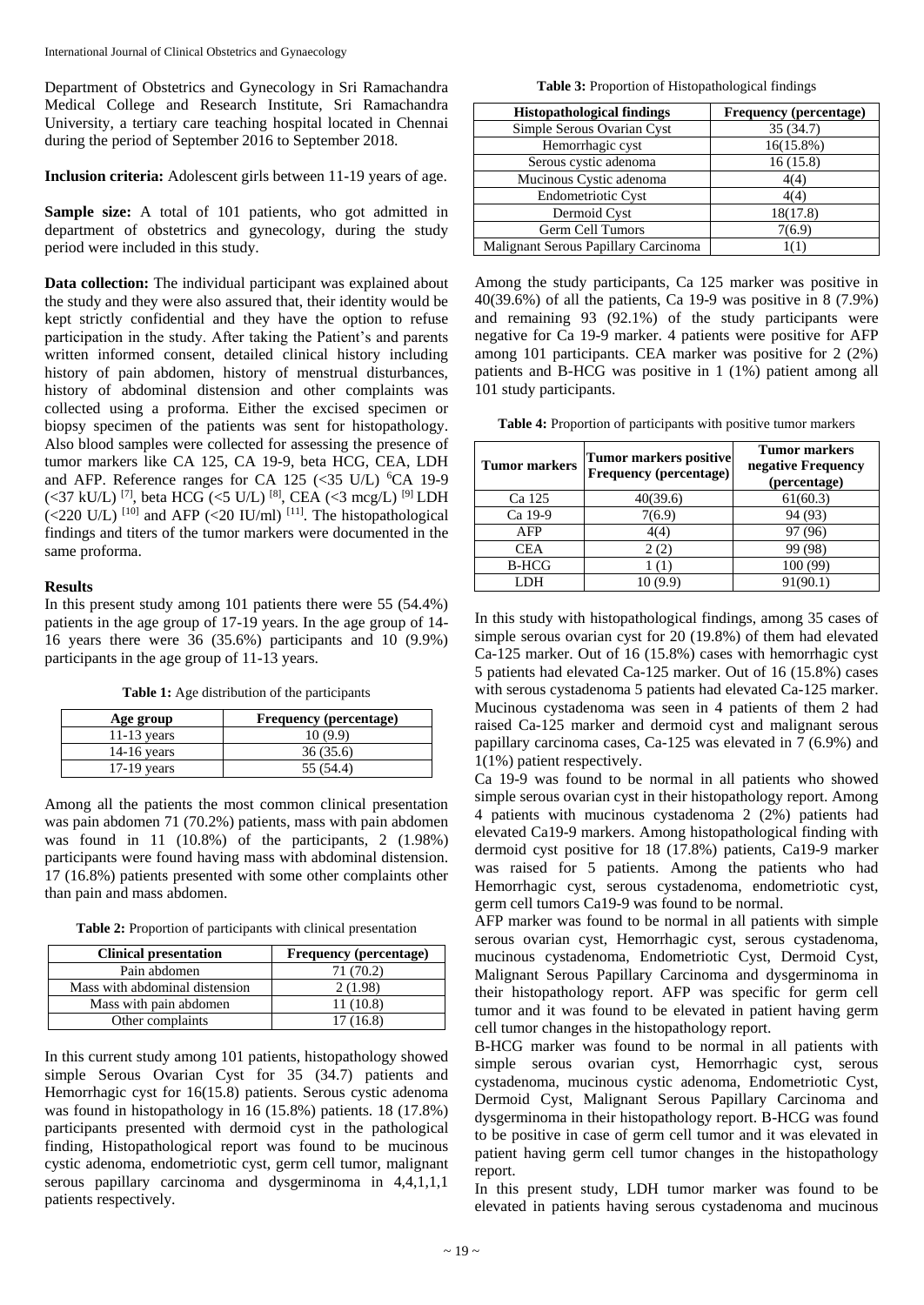Department of Obstetrics and Gynecology in Sri Ramachandra Medical College and Research Institute, Sri Ramachandra University, a tertiary care teaching hospital located in Chennai during the period of September 2016 to September 2018.

**Inclusion criteria:** Adolescent girls between 11-19 years of age.

**Sample size:** A total of 101 patients, who got admitted in department of obstetrics and gynecology, during the study period were included in this study.

**Data collection:** The individual participant was explained about the study and they were also assured that, their identity would be kept strictly confidential and they have the option to refuse participation in the study. After taking the Patient's and parents written informed consent, detailed clinical history including history of pain abdomen, history of menstrual disturbances, history of abdominal distension and other complaints was collected using a proforma. Either the excised specimen or biopsy specimen of the patients was sent for histopathology. Also blood samples were collected for assessing the presence of tumor markers like CA 125, CA 19-9, beta HCG, CEA, LDH and AFP. Reference ranges for CA 125 (<35 U/L) [6]CA 19-9 (<37 kU/L) [7], beta HCG (<5 U/L) [8], CEA (<3 mcg/L) [9] LDH (<220 U/L) [10] and AFP (<20 IU/ml) [11]. The histopathological findings and titers of the tumor markers were documented in the same proforma.

## Results

In this present study among 101 patients there were 55 (54.4%) patients in the age group of 17-19 years. In the age group of 14-16 years there were 36 (35.6%) participants and 10 (9.9%) participants in the age group of 11-13 years.

**Table 1:** Age distribution of the participants

| Age group | Frequency (percentage) |
| --- | --- |
| 11-13 years | 10 (9.9) |
| 14-16 years | 36 (35.6) |
| 17-19 years | 55 (54.4) |

Among all the patients the most common clinical presentation was pain abdomen 71 (70.2%) patients, mass with pain abdomen was found in 11 (10.8%) of the participants, 2 (1.98%) participants were found having mass with abdominal distension. 17 (16.8%) patients presented with some other complaints other than pain and mass abdomen.

**Table 2:** Proportion of participants with clinical presentation

| Clinical presentation | Frequency (percentage) |
| --- | --- |
| Pain abdomen | 71 (70.2) |
| Mass with abdominal distension | 2 (1.98) |
| Mass with pain abdomen | 11 (10.8) |
| Other complaints | 17 (16.8) |

In this current study among 101 patients, histopathology showed simple Serous Ovarian Cyst for 35 (34.7) patients and Hemorrhagic cyst for 16(15.8) patients. Serous cystic adenoma was found in histopathology in 16 (15.8%) patients. 18 (17.8%) participants presented with dermoid cyst in the pathological finding, Histopathological report was found to be mucinous cystic adenoma, endometriotic cyst, germ cell tumor, malignant serous papillary carcinoma and dysgerminoma in 4,4,1,1,1 patients respectively.

**Table 3:** Proportion of Histopathological findings

| Histopathological findings | Frequency (percentage) |
| --- | --- |
| Simple Serous Ovarian Cyst | 35 (34.7) |
| Hemorrhagic cyst | 16(15.8%) |
| Serous cystic adenoma | 16 (15.8) |
| Mucinous Cystic adenoma | 4(4) |
| Endometriotic Cyst | 4(4) |
| Dermoid Cyst | 18(17.8) |
| Germ Cell Tumors | 7(6.9) |
| Malignant Serous Papillary Carcinoma | 1(1) |

Among the study participants, Ca 125 marker was positive in 40(39.6%) of all the patients, Ca 19-9 was positive in 8 (7.9%) and remaining 93 (92.1%) of the study participants were negative for Ca 19-9 marker. 4 patients were positive for AFP among 101 participants. CEA marker was positive for 2 (2%) patients and B-HCG was positive in 1 (1%) patient among all 101 study participants.

**Table 4:** Proportion of participants with positive tumor markers

| Tumor markers | Tumor markers positive Frequency (percentage) | Tumor markers negative Frequency (percentage) |
| --- | --- | --- |
| Ca 125 | 40(39.6) | 61(60.3) |
| Ca 19-9 | 7(6.9) | 94 (93) |
| AFP | 4(4) | 97 (96) |
| CEA | 2 (2) | 99 (98) |
| B-HCG | 1 (1) | 100 (99) |
| LDH | 10 (9.9) | 91(90.1) |

In this study with histopathological findings, among 35 cases of simple serous ovarian cyst for 20 (19.8%) of them had elevated Ca-125 marker. Out of 16 (15.8%) cases with hemorrhagic cyst 5 patients had elevated Ca-125 marker. Out of 16 (15.8%) cases with serous cystadenoma 5 patients had elevated Ca-125 marker. Mucinous cystadenoma was seen in 4 patients of them 2 had raised Ca-125 marker and dermoid cyst and malignant serous papillary carcinoma cases, Ca-125 was elevated in 7 (6.9%) and 1(1%) patient respectively.

Ca 19-9 was found to be normal in all patients who showed simple serous ovarian cyst in their histopathology report. Among 4 patients with mucinous cystadenoma 2 (2%) patients had elevated Ca19-9 markers. Among histopathological finding with dermoid cyst positive for 18 (17.8%) patients, Ca19-9 marker was raised for 5 patients. Among the patients who had Hemorrhagic cyst, serous cystadenoma, endometriotic cyst, germ cell tumors Ca19-9 was found to be normal.

AFP marker was found to be normal in all patients with simple serous ovarian cyst, Hemorrhagic cyst, serous cystadenoma, mucinous cystadenoma, Endometriotic Cyst, Dermoid Cyst, Malignant Serous Papillary Carcinoma and dysgerminoma in their histopathology report. AFP was specific for germ cell tumor and it was found to be elevated in patient having germ cell tumor changes in the histopathology report.

B-HCG marker was found to be normal in all patients with simple serous ovarian cyst, Hemorrhagic cyst, serous cystadenoma, mucinous cystic adenoma, Endometriotic Cyst, Dermoid Cyst, Malignant Serous Papillary Carcinoma and dysgerminoma in their histopathology report. B-HCG was found to be positive in case of germ cell tumor and it was elevated in patient having germ cell tumor changes in the histopathology report.

In this present study, LDH tumor marker was found to be elevated in patients having serous cystadenoma and mucinous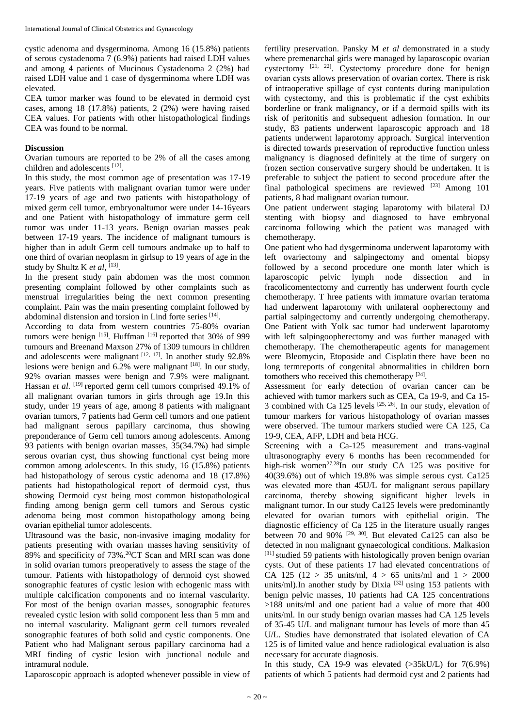cystic adenoma and dysgerminoma. Among 16 (15.8%) patients of serous cystadenoma 7 (6.9%) patients had raised LDH values and among 4 patients of Mucinous Cystadenoma 2 (2%) had raised LDH value and 1 case of dysgerminoma where LDH was elevated.

CEA tumor marker was found to be elevated in dermoid cyst cases, among 18 (17.8%) patients, 2 (2%) were having raised CEA values. For patients with other histopathological findings CEA was found to be normal.

## Discussion

Ovarian tumours are reported to be 2% of all the cases among children and adolescents [12].

In this study, the most common age of presentation was 17-19 years. Five patients with malignant ovarian tumor were under 17-19 years of age and two patients with histopathology of mixed germ cell tumor, embryonaltumor were under 14-16years and one Patient with histopathology of immature germ cell tumor was under 11-13 years. Benign ovarian masses peak between 17-19 years. The incidence of malignant tumours is higher than in adult Germ cell tumours andmake up to half to one third of ovarian neoplasm in girlsup to 19 years of age in the study by Shultz K *et al*, [13].

In the present study pain abdomen was the most common presenting complaint followed by other complaints such as menstrual irregularities being the next common presenting complaint. Pain was the main presenting complaint followed by abdominal distension and torsion in Lind forte series [14].

According to data from western countries 75-80% ovarian tumors were benign [15]. Huffman [16] reported that 30% of 999 tumours and Breenand Maxson 27% of 1309 tumours in children and adolescents were malignant [12, 17]. In another study 92.8% lesions were benign and 6.2% were malignant [18]. In our study, 92% ovarian masses were benign and 7.9% were malignant. Hassan *et al.* [19] reported germ cell tumors comprised 49.1% of all malignant ovarian tumors in girls through age 19.In this study, under 19 years of age, among 8 patients with malignant ovarian tumors, 7 patients had Germ cell tumors and one patient had malignant serous papillary carcinoma, thus showing preponderance of Germ cell tumors among adolescents. Among 93 patients with benign ovarian masses, 35(34.7%) had simple serous ovarian cyst, thus showing functional cyst being more common among adolescents. In this study, 16 (15.8%) patients had histopathology of serous cystic adenoma and 18 (17.8%) patients had histopathological report of dermoid cyst, thus showing Dermoid cyst being most common histopathological finding among benign germ cell tumors and Serous cystic adenoma being most common histopathology among being ovarian epithelial tumor adolescents.

Ultrasound was the basic, non-invasive imaging modality for patients presenting with ovarian masses having sensitivity of 89% and specificity of 73%.[20]CT Scan and MRI scan was done in solid ovarian tumors preoperatively to assess the stage of the tumour. Patients with histopathology of dermoid cyst showed sonographic features of cystic lesion with echogenic mass with multiple calcification components and no internal vascularity. For most of the benign ovarian masses, sonographic features revealed cystic lesion with solid component less than 5 mm and no internal vascularity. Malignant germ cell tumors revealed sonographic features of both solid and cystic components. One Patient who had Malignant serous papillary carcinoma had a MRI finding of cystic lesion with junctional nodule and intramural nodule.

Laparoscopic approach is adopted whenever possible in view of fertility preservation. Pansky M *et al* demonstrated in a study where premenarchal girls were managed by laparoscopic ovarian cystectomy [21, 22]. Cystectomy procedure done for benign ovarian cysts allows preservation of ovarian cortex. There is risk of intraoperative spillage of cyst contents during manipulation with cystectomy, and this is problematic if the cyst exhibits borderline or frank malignancy, or if a dermoid spills with its risk of peritonitis and subsequent adhesion formation. In our study, 83 patients underwent laparoscopic approach and 18 patients underwent laparotomy approach. Surgical intervention is directed towards preservation of reproductive function unless malignancy is diagnosed definitely at the time of surgery on frozen section conservative surgery should be undertaken. It is preferable to subject the patient to second procedure after the final pathological specimens are reviewed [23] Among 101 patients, 8 had malignant ovarian tumour.

One patient underwent staging laparotomy with bilateral DJ stenting with biopsy and diagnosed to have embryonal carcinoma following which the patient was managed with chemotherapy.

One patient who had dysgerminoma underwent laparotomy with left ovariectomy and salpingectomy and omental biopsy followed by a second procedure one month later which is laparoscopic pelvic lymph node dissection and in fracolicomentectomy and currently has underwent fourth cycle chemotherapy. T hree patients with immature ovarian teratoma had underwent laparotomy with unilateral oopherectomy and partial salpingectomy and currently undergoing chemotherapy. One Patient with Yolk sac tumor had underwent laparotomy with left salpingoopherectomy and was further managed with chemotherapy. The chemotherapeutic agents for management were Bleomycin, Etoposide and Cisplatin there have been no long termreports of congenital abnormalities in children born tomothers who received this chemotherapy [24].

Assessment for early detection of ovarian cancer can be achieved with tumor markers such as CEA, Ca 19-9, and Ca 15-3 combined with Ca 125 levels [25, 26]. In our study, elevation of tumour markers for various histopathology of ovarian masses were observed. The tumour markers studied were CA 125, Ca 19-9, CEA, AFP, LDH and beta HCG.

Screening with a Ca-125 measurement and trans-vaginal ultrasonography every 6 months has been recommended for high-risk women[27,28]In our study CA 125 was positive for 40(39.6%) out of which 19.8% was simple serous cyst. Ca125 was elevated more than 45U/L for malignant serous papillary carcinoma, thereby showing significant higher levels in malignant tumor. In our study Ca125 levels were predominantly elevated for ovarian tumors with epithelial origin. The diagnostic efficiency of Ca 125 in the literature usually ranges between 70 and 90% [29, 30]. But elevated Ca125 can also be detected in non malignant gynaecological conditions. Malkasion [31] studied 59 patients with histologically proven benign ovarian cysts. Out of these patients 17 had elevated concentrations of CA 125 (12 > 35 units/ml, 4 > 65 units/ml and 1 > 2000 units/ml).In another study by Dixia [32] using 153 patients with benign pelvic masses, 10 patients had CA 125 concentrations >188 units/ml and one patient had a value of more that 400 units/ml. In our study benign ovarian masses had CA 125 levels of 35-45 U/L and malignant tumour has levels of more than 45 U/L. Studies have demonstrated that isolated elevation of CA 125 is of limited value and hence radiological evaluation is also necessary for accurate diagnosis.

In this study, CA 19-9 was elevated (>35kU/L) for 7(6.9%) patients of which 5 patients had dermoid cyst and 2 patients had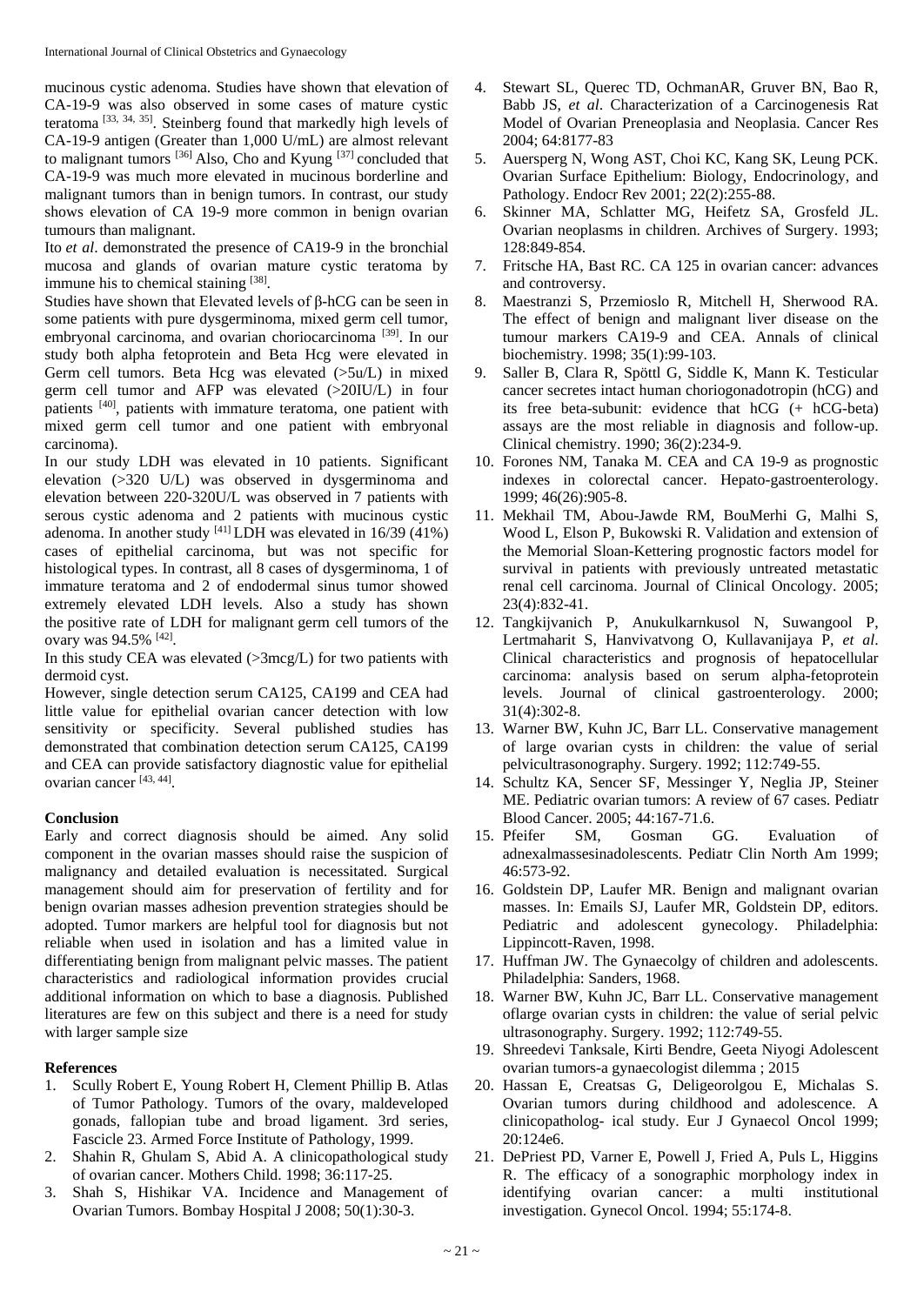mucinous cystic adenoma. Studies have shown that elevation of CA-19-9 was also observed in some cases of mature cystic teratoma [33, 34, 35]. Steinberg found that markedly high levels of CA-19-9 antigen (Greater than 1,000 U/mL) are almost relevant to malignant tumors [36] Also, Cho and Kyung [37] concluded that CA-19-9 was much more elevated in mucinous borderline and malignant tumors than in benign tumors. In contrast, our study shows elevation of CA 19-9 more common in benign ovarian tumours than malignant.

Ito *et al*. demonstrated the presence of CA19-9 in the bronchial mucosa and glands of ovarian mature cystic teratoma by immune his to chemical staining [38].

Studies have shown that Elevated levels of β-hCG can be seen in some patients with pure dysgerminoma, mixed germ cell tumor, embryonal carcinoma, and ovarian choriocarcinoma [39]. In our study both alpha fetoprotein and Beta Hcg were elevated in Germ cell tumors. Beta Hcg was elevated (>5u/L) in mixed germ cell tumor and AFP was elevated (>20IU/L) in four patients [40], patients with immature teratoma, one patient with mixed germ cell tumor and one patient with embryonal carcinoma).

In our study LDH was elevated in 10 patients. Significant elevation (>320 U/L) was observed in dysgerminoma and elevation between 220-320U/L was observed in 7 patients with serous cystic adenoma and 2 patients with mucinous cystic adenoma. In another study [41] LDH was elevated in 16/39 (41%) cases of epithelial carcinoma, but was not specific for histological types. In contrast, all 8 cases of dysgerminoma, 1 of immature teratoma and 2 of endodermal sinus tumor showed extremely elevated LDH levels. Also a study has shown the positive rate of LDH for malignant germ cell tumors of the ovary was 94.5% [42].

In this study CEA was elevated (>3mcg/L) for two patients with dermoid cyst.

However, single detection serum CA125, CA199 and CEA had little value for epithelial ovarian cancer detection with low sensitivity or specificity. Several published studies has demonstrated that combination detection serum CA125, CA199 and CEA can provide satisfactory diagnostic value for epithelial ovarian cancer [43, 44].

## Conclusion

Early and correct diagnosis should be aimed. Any solid component in the ovarian masses should raise the suspicion of malignancy and detailed evaluation is necessitated. Surgical management should aim for preservation of fertility and for benign ovarian masses adhesion prevention strategies should be adopted. Tumor markers are helpful tool for diagnosis but not reliable when used in isolation and has a limited value in differentiating benign from malignant pelvic masses. The patient characteristics and radiological information provides crucial additional information on which to base a diagnosis. Published literatures are few on this subject and there is a need for study with larger sample size

## References

1. Scully Robert E, Young Robert H, Clement Phillip B. Atlas of Tumor Pathology. Tumors of the ovary, maldeveloped gonads, fallopian tube and broad ligament. 3rd series, Fascicle 23. Armed Force Institute of Pathology, 1999.
2. Shahin R, Ghulam S, Abid A. A clinicopathological study of ovarian cancer. Mothers Child. 1998; 36:117-25.
3. Shah S, Hishikar VA. Incidence and Management of Ovarian Tumors. Bombay Hospital J 2008; 50(1):30-3.
4. Stewart SL, Querec TD, OchmanAR, Gruver BN, Bao R, Babb JS, *et al*. Characterization of a Carcinogenesis Rat Model of Ovarian Preneoplasia and Neoplasia. Cancer Res 2004; 64:8177-83
5. Auersperg N, Wong AST, Choi KC, Kang SK, Leung PCK. Ovarian Surface Epithelium: Biology, Endocrinology, and Pathology. Endocr Rev 2001; 22(2):255-88.
6. Skinner MA, Schlatter MG, Heifetz SA, Grosfeld JL. Ovarian neoplasms in children. Archives of Surgery. 1993; 128:849-854.
7. Fritsche HA, Bast RC. CA 125 in ovarian cancer: advances and controversy.
8. Maestranzi S, Przemioslo R, Mitchell H, Sherwood RA. The effect of benign and malignant liver disease on the tumour markers CA19-9 and CEA. Annals of clinical biochemistry. 1998; 35(1):99-103.
9. Saller B, Clara R, Spöttl G, Siddle K, Mann K. Testicular cancer secretes intact human choriogonadotropin (hCG) and its free beta-subunit: evidence that hCG (+ hCG-beta) assays are the most reliable in diagnosis and follow-up. Clinical chemistry. 1990; 36(2):234-9.
10. Forones NM, Tanaka M. CEA and CA 19-9 as prognostic indexes in colorectal cancer. Hepato-gastroenterology. 1999; 46(26):905-8.
11. Mekhail TM, Abou-Jawde RM, BouMerhi G, Malhi S, Wood L, Elson P, Bukowski R. Validation and extension of the Memorial Sloan-Kettering prognostic factors model for survival in patients with previously untreated metastatic renal cell carcinoma. Journal of Clinical Oncology. 2005; 23(4):832-41.
12. Tangkijvanich P, Anukulkarnkusol N, Suwangool P, Lertmaharit S, Hanvivatvong O, Kullavanijaya P, *et al*. Clinical characteristics and prognosis of hepatocellular carcinoma: analysis based on serum alpha-fetoprotein levels. Journal of clinical gastroenterology. 2000; 31(4):302-8.
13. Warner BW, Kuhn JC, Barr LL. Conservative management of large ovarian cysts in children: the value of serial pelvicultrasonography. Surgery. 1992; 112:749-55.
14. Schultz KA, Sencer SF, Messinger Y, Neglia JP, Steiner ME. Pediatric ovarian tumors: A review of 67 cases. Pediatr Blood Cancer. 2005; 44:167-71.6.
15. Pfeifer SM, Gosman GG. Evaluation of adnexalmassesinadolescents. Pediatr Clin North Am 1999; 46:573-92.
16. Goldstein DP, Laufer MR. Benign and malignant ovarian masses. In: Emails SJ, Laufer MR, Goldstein DP, editors. Pediatric and adolescent gynecology. Philadelphia: Lippincott-Raven, 1998.
17. Huffman JW. The Gynaecolgy of children and adolescents. Philadelphia: Sanders, 1968.
18. Warner BW, Kuhn JC, Barr LL. Conservative management oflarge ovarian cysts in children: the value of serial pelvic ultrasonography. Surgery. 1992; 112:749-55.
19. Shreedevi Tanksale, Kirti Bendre, Geeta Niyogi Adolescent ovarian tumors-a gynaecologist dilemma ; 2015
20. Hassan E, Creatsas G, Deligeorolgou E, Michalas S. Ovarian tumors during childhood and adolescence. A clinicopatholog- ical study. Eur J Gynaecol Oncol 1999; 20:124e6.
21. DePriest PD, Varner E, Powell J, Fried A, Puls L, Higgins R. The efficacy of a sonographic morphology index in identifying ovarian cancer: a multi institutional investigation. Gynecol Oncol. 1994; 55:174-8.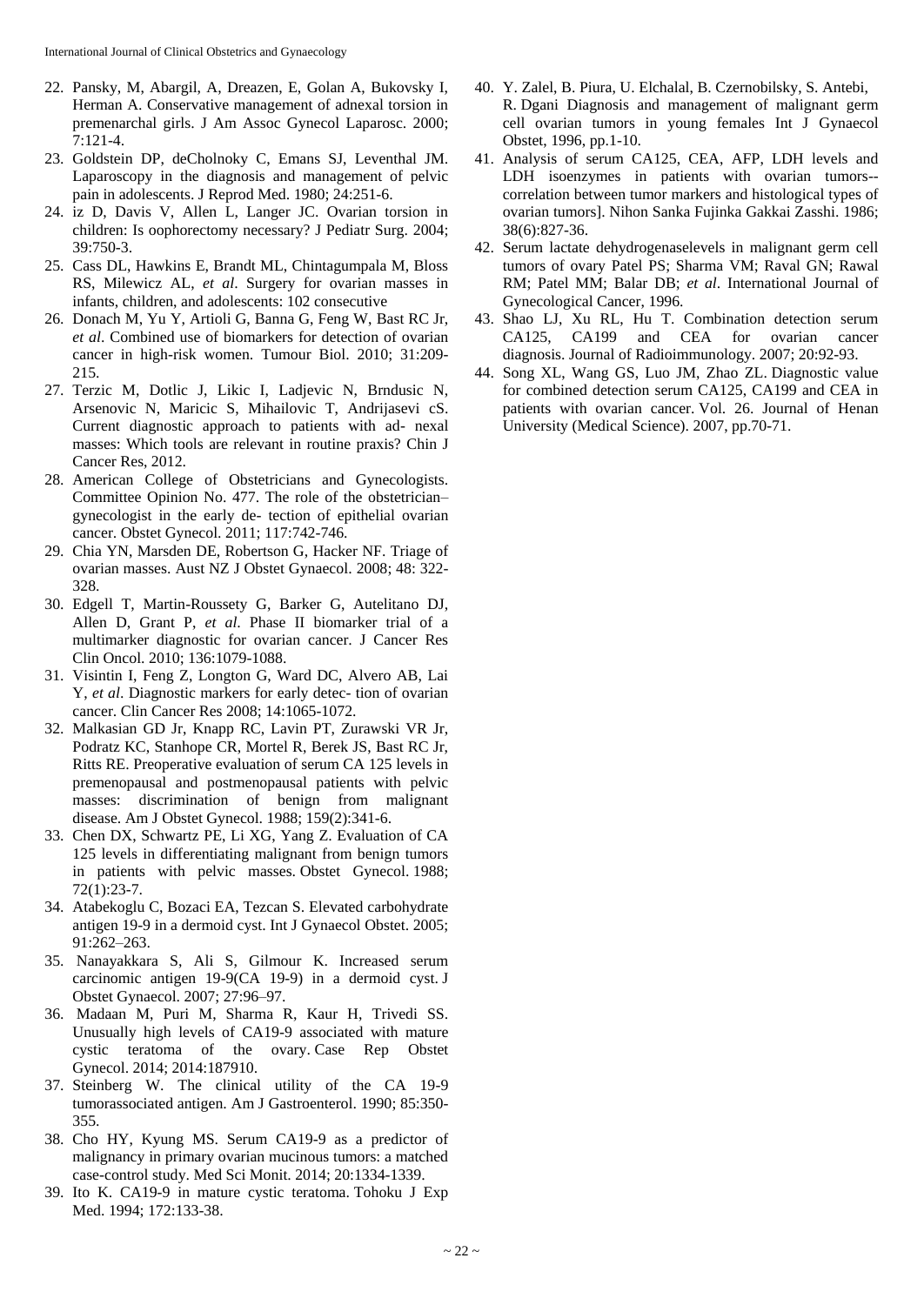22. Pansky, M, Abargil, A, Dreazen, E, Golan A, Bukovsky I, Herman A. Conservative management of adnexal torsion in premenarchal girls. J Am Assoc Gynecol Laparosc. 2000; 7:121-4.
23. Goldstein DP, deCholnoky C, Emans SJ, Leventhal JM. Laparoscopy in the diagnosis and management of pelvic pain in adolescents. J Reprod Med. 1980; 24:251-6.
24. iz D, Davis V, Allen L, Langer JC. Ovarian torsion in children: Is oophorectomy necessary? J Pediatr Surg. 2004; 39:750-3.
25. Cass DL, Hawkins E, Brandt ML, Chintagumpala M, Bloss RS, Milewicz AL, *et al*. Surgery for ovarian masses in infants, children, and adolescents: 102 consecutive
26. Donach M, Yu Y, Artioli G, Banna G, Feng W, Bast RC Jr, *et al*. Combined use of biomarkers for detection of ovarian cancer in high-risk women. Tumour Biol. 2010; 31:209-215.
27. Terzic M, Dotlic J, Likic I, Ladjevic N, Brndusic N, Arsenovic N, Maricic S, Mihailovic T, Andrijasevi cS. Current diagnostic approach to patients with ad- nexal masses: Which tools are relevant in routine praxis? Chin J Cancer Res, 2012.
28. American College of Obstetricians and Gynecologists. Committee Opinion No. 477. The role of the obstetrician–gynecologist in the early de- tection of epithelial ovarian cancer. Obstet Gynecol. 2011; 117:742-746.
29. Chia YN, Marsden DE, Robertson G, Hacker NF. Triage of ovarian masses. Aust NZ J Obstet Gynaecol. 2008; 48: 322-328.
30. Edgell T, Martin-Roussety G, Barker G, Autelitano DJ, Allen D, Grant P, *et al*. Phase II biomarker trial of a multimarker diagnostic for ovarian cancer. J Cancer Res Clin Oncol. 2010; 136:1079-1088.
31. Visintin I, Feng Z, Longton G, Ward DC, Alvero AB, Lai Y, *et al*. Diagnostic markers for early detec- tion of ovarian cancer. Clin Cancer Res 2008; 14:1065-1072.
32. Malkasian GD Jr, Knapp RC, Lavin PT, Zurawski VR Jr, Podratz KC, Stanhope CR, Mortel R, Berek JS, Bast RC Jr, Ritts RE. Preoperative evaluation of serum CA 125 levels in premenopausal and postmenopausal patients with pelvic masses: discrimination of benign from malignant disease. Am J Obstet Gynecol. 1988; 159(2):341-6.
33. Chen DX, Schwartz PE, Li XG, Yang Z. Evaluation of CA 125 levels in differentiating malignant from benign tumors in patients with pelvic masses. Obstet Gynecol. 1988; 72(1):23-7.
34. Atabekoglu C, Bozaci EA, Tezcan S. Elevated carbohydrate antigen 19-9 in a dermoid cyst. Int J Gynaecol Obstet. 2005; 91:262–263.
35. Nanayakkara S, Ali S, Gilmour K. Increased serum carcinomic antigen 19-9(CA 19-9) in a dermoid cyst. J Obstet Gynaecol. 2007; 27:96–97.
36. Madaan M, Puri M, Sharma R, Kaur H, Trivedi SS. Unusually high levels of CA19-9 associated with mature cystic teratoma of the ovary. Case Rep Obstet Gynecol. 2014; 2014:187910.
37. Steinberg W. The clinical utility of the CA 19-9 tumorassociated antigen. Am J Gastroenterol. 1990; 85:350-355.
38. Cho HY, Kyung MS. Serum CA19-9 as a predictor of malignancy in primary ovarian mucinous tumors: a matched case-control study. Med Sci Monit. 2014; 20:1334-1339.
39. Ito K. CA19-9 in mature cystic teratoma. Tohoku J Exp Med. 1994; 172:133-38.
40. Y. Zalel, B. Piura, U. Elchalal, B. Czernobilsky, S. Antebi, R. Dgani Diagnosis and management of malignant germ cell ovarian tumors in young females Int J Gynaecol Obstet, 1996, pp.1-10.
41. Analysis of serum CA125, CEA, AFP, LDH levels and LDH isoenzymes in patients with ovarian tumors--correlation between tumor markers and histological types of ovarian tumors]. Nihon Sanka Fujinka Gakkai Zasshi. 1986; 38(6):827-36.
42. Serum lactate dehydrogenaselevels in malignant germ cell tumors of ovary Patel PS; Sharma VM; Raval GN; Rawal RM; Patel MM; Balar DB; *et al*. International Journal of Gynecological Cancer, 1996.
43. Shao LJ, Xu RL, Hu T. Combination detection serum CA125, CA199 and CEA for ovarian cancer diagnosis. Journal of Radioimmunology. 2007; 20:92-93.
44. Song XL, Wang GS, Luo JM, Zhao ZL. Diagnostic value for combined detection serum CA125, CA199 and CEA in patients with ovarian cancer. Vol. 26. Journal of Henan University (Medical Science). 2007, pp.70-71.